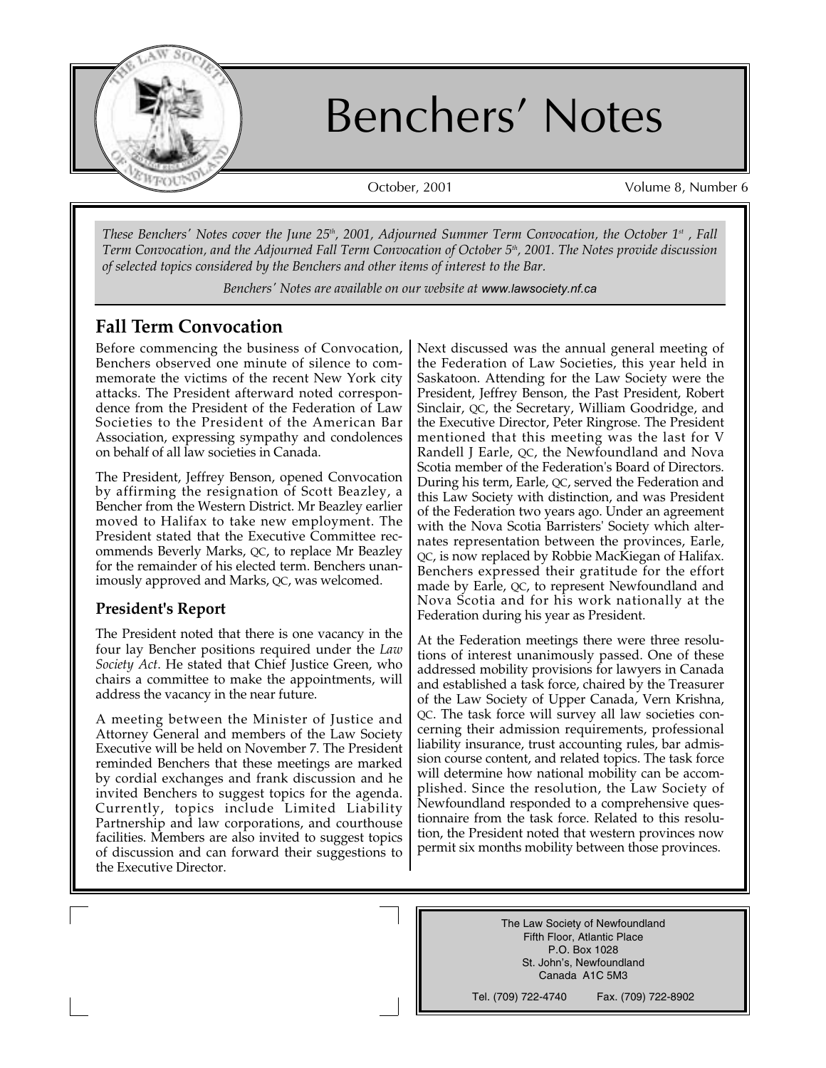# Benchers' Notes

October, 2001 Volume 8, Number 6

*These Benchers' Notes cover the June 25th, 2001, Adjourned Summer Term Convocation, the October 1st, Fall Term Convocation, and the Adjourned Fall Term Convocation of October 5th, 2001. The Notes provide discussion of selected topics considered by the Benchers and other items of interest to the Bar.*

*Benchers' Notes are available on our website at www.lawsociety.nf.ca*

## Fall Term Convocation

Before commencing the business of Convocation, Benchers observed one minute of silence to commemorate the victims of the recent New York city attacks. The President afterward noted correspondence from the President of the Federation of Law Societies to the President of the American Bar Association, expressing sympathy and condolences on behalf of all law societies in Canada.

The President, Jeffrey Benson, opened Convocation by affirming the resignation of Scott Beazley, a Bencher from the Western District. Mr Beazley earlier moved to Halifax to take new employment. The President stated that the Executive Committee recommends Beverly Marks, QC, to replace Mr Beazley for the remainder of his elected term. Benchers unanimously approved and Marks, QC, was welcomed.

### President's Report

The President noted that there is one vacancy in the four lay Bencher positions required under the *Law Society Act*. He stated that Chief Justice Green, who chairs a committee to make the appointments, will address the vacancy in the near future.

A meeting between the Minister of Justice and Attorney General and members of the Law Society Executive will be held on November 7. The President reminded Benchers that these meetings are marked by cordial exchanges and frank discussion and he invited Benchers to suggest topics for the agenda. Currently, topics include Limited Liability Partnership and law corporations, and courthouse facilities. Members are also invited to suggest topics of discussion and can forward their suggestions to the Executive Director.

Next discussed was the annual general meeting of the Federation of Law Societies, this year held in Saskatoon. Attending for the Law Society were the President, Jeffrey Benson, the Past President, Robert Sinclair, QC, the Secretary, William Goodridge, and the Executive Director, Peter Ringrose. The President mentioned that this meeting was the last for V Randell J Earle, QC, the Newfoundland and Nova Scotia member of the Federation's Board of Directors. During his term, Earle, QC, served the Federation and this Law Society with distinction, and was President of the Federation two years ago. Under an agreement with the Nova Scotia Barristers' Society which alternates representation between the provinces, Earle, QC, is now replaced by Robbie MacKiegan of Halifax. Benchers expressed their gratitude for the effort made by Earle, QC, to represent Newfoundland and Nova Scotia and for his work nationally at the Federation during his year as President.

At the Federation meetings there were three resolutions of interest unanimously passed. One of these addressed mobility provisions for lawyers in Canada and established a task force, chaired by the Treasurer of the Law Society of Upper Canada, Vern Krishna, QC. The task force will survey all law societies concerning their admission requirements, professional liability insurance, trust accounting rules, bar admission course content, and related topics. The task force will determine how national mobility can be accomplished. Since the resolution, the Law Society of Newfoundland responded to a comprehensive questionnaire from the task force. Related to this resolution, the President noted that western provinces now permit six months mobility between those provinces.

The Law Society of Newfoundland
Fifth Floor, Atlantic Place
P.O. Box 1028
St. John's, Newfoundland
Canada A1C 5M3

Tel. (709) 722-4740 Fax. (709) 722-8902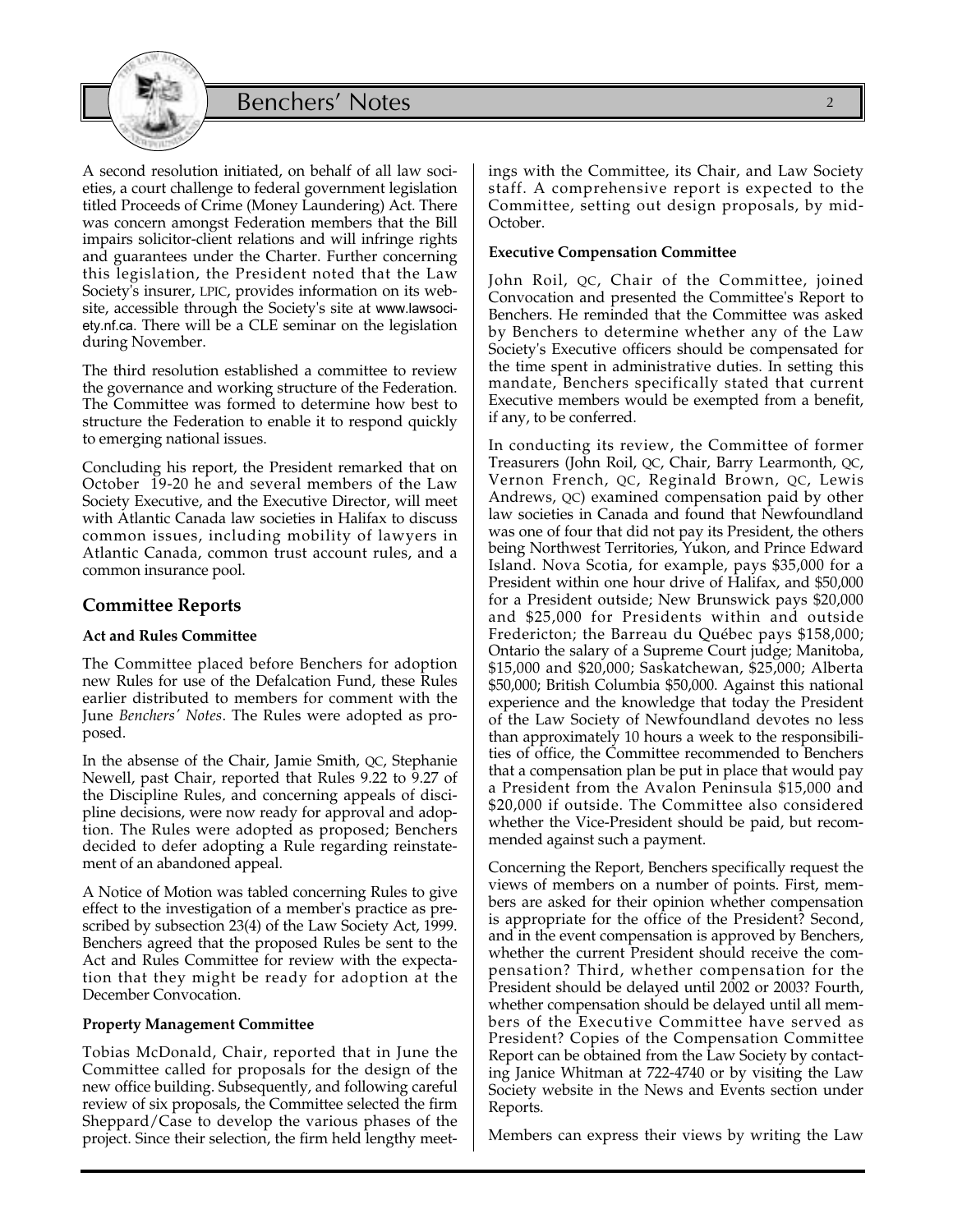A second resolution initiated, on behalf of all law societies, a court challenge to federal government legislation titled Proceeds of Crime (Money Laundering) Act. There was concern amongst Federation members that the Bill impairs solicitor-client relations and will infringe rights and guarantees under the Charter. Further concerning this legislation, the President noted that the Law Society's insurer, LPIC, provides information on its website, accessible through the Society's site at www.lawsociety.nf.ca. There will be a CLE seminar on the legislation during November.

The third resolution established a committee to review the governance and working structure of the Federation. The Committee was formed to determine how best to structure the Federation to enable it to respond quickly to emerging national issues.

Concluding his report, the President remarked that on October 19-20 he and several members of the Law Society Executive, and the Executive Director, will meet with Atlantic Canada law societies in Halifax to discuss common issues, including mobility of lawyers in Atlantic Canada, common trust account rules, and a common insurance pool.

## Committee Reports

**Act and Rules Committee**

The Committee placed before Benchers for adoption new Rules for use of the Defalcation Fund, these Rules earlier distributed to members for comment with the June *Benchers' Notes*. The Rules were adopted as proposed.

In the absense of the Chair, Jamie Smith, QC, Stephanie Newell, past Chair, reported that Rules 9.22 to 9.27 of the Discipline Rules, and concerning appeals of discipline decisions, were now ready for approval and adoption. The Rules were adopted as proposed; Benchers decided to defer adopting a Rule regarding reinstatement of an abandoned appeal.

A Notice of Motion was tabled concerning Rules to give effect to the investigation of a member's practice as prescribed by subsection 23(4) of the Law Society Act, 1999. Benchers agreed that the proposed Rules be sent to the Act and Rules Committee for review with the expectation that they might be ready for adoption at the December Convocation.

**Property Management Committee**

Tobias McDonald, Chair, reported that in June the Committee called for proposals for the design of the new office building. Subsequently, and following careful review of six proposals, the Committee selected the firm Sheppard/Case to develop the various phases of the project. Since their selection, the firm held lengthy meetings with the Committee, its Chair, and Law Society staff. A comprehensive report is expected to the Committee, setting out design proposals, by mid-October.

**Executive Compensation Committee**

John Roil, QC, Chair of the Committee, joined Convocation and presented the Committee's Report to Benchers. He reminded that the Committee was asked by Benchers to determine whether any of the Law Society's Executive officers should be compensated for the time spent in administrative duties. In setting this mandate, Benchers specifically stated that current Executive members would be exempted from a benefit, if any, to be conferred.

In conducting its review, the Committee of former Treasurers (John Roil, QC, Chair, Barry Learmonth, QC, Vernon French, QC, Reginald Brown, QC, Lewis Andrews, QC) examined compensation paid by other law societies in Canada and found that Newfoundland was one of four that did not pay its President, the others being Northwest Territories, Yukon, and Prince Edward Island. Nova Scotia, for example, pays $35,000 for a President within one hour drive of Halifax, and $50,000 for a President outside; New Brunswick pays $20,000 and $25,000 for Presidents within and outside Fredericton; the Barreau du Québec pays $158,000; Ontario the salary of a Supreme Court judge; Manitoba, $15,000 and $20,000; Saskatchewan, $25,000; Alberta $50,000; British Columbia $50,000. Against this national experience and the knowledge that today the President of the Law Society of Newfoundland devotes no less than approximately 10 hours a week to the responsibilities of office, the Committee recommended to Benchers that a compensation plan be put in place that would pay a President from the Avalon Peninsula $15,000 and $20,000 if outside. The Committee also considered whether the Vice-President should be paid, but recommended against such a payment.

Concerning the Report, Benchers specifically request the views of members on a number of points. First, members are asked for their opinion whether compensation is appropriate for the office of the President? Second, and in the event compensation is approved by Benchers, whether the current President should receive the compensation? Third, whether compensation for the President should be delayed until 2002 or 2003? Fourth, whether compensation should be delayed until all members of the Executive Committee have served as President? Copies of the Compensation Committee Report can be obtained from the Law Society by contacting Janice Whitman at 722-4740 or by visiting the Law Society website in the News and Events section under Reports.

Members can express their views by writing the Law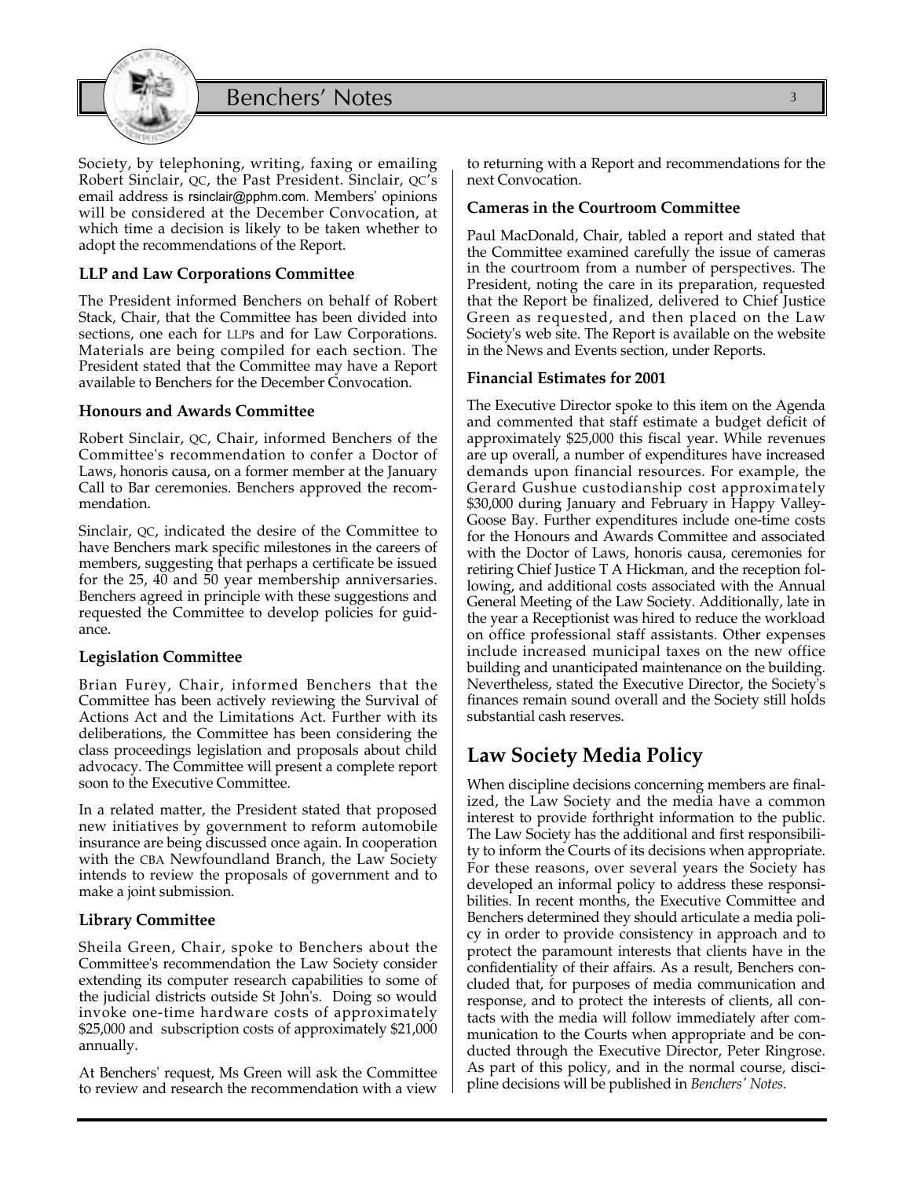Society, by telephoning, writing, faxing or emailing Robert Sinclair, QC, the Past President. Sinclair, QC's email address is rsinclair@pphm.com. Members' opinions will be considered at the December Convocation, at which time a decision is likely to be taken whether to adopt the recommendations of the Report.

### LLP and Law Corporations Committee

The President informed Benchers on behalf of Robert Stack, Chair, that the Committee has been divided into sections, one each for LLPs and for Law Corporations. Materials are being compiled for each section. The President stated that the Committee may have a Report available to Benchers for the December Convocation.

### Honours and Awards Committee

Robert Sinclair, QC, Chair, informed Benchers of the Committee's recommendation to confer a Doctor of Laws, honoris causa, on a former member at the January Call to Bar ceremonies. Benchers approved the recommendation.

Sinclair, QC, indicated the desire of the Committee to have Benchers mark specific milestones in the careers of members, suggesting that perhaps a certificate be issued for the 25, 40 and 50 year membership anniversaries. Benchers agreed in principle with these suggestions and requested the Committee to develop policies for guidance.

### Legislation Committee

Brian Furey, Chair, informed Benchers that the Committee has been actively reviewing the Survival of Actions Act and the Limitations Act. Further with its deliberations, the Committee has been considering the class proceedings legislation and proposals about child advocacy. The Committee will present a complete report soon to the Executive Committee.

In a related matter, the President stated that proposed new initiatives by government to reform automobile insurance are being discussed once again. In cooperation with the CBA Newfoundland Branch, the Law Society intends to review the proposals of government and to make a joint submission.

### Library Committee

Sheila Green, Chair, spoke to Benchers about the Committee's recommendation the Law Society consider extending its computer research capabilities to some of the judicial districts outside St John's. Doing so would invoke one-time hardware costs of approximately $25,000 and subscription costs of approximately $21,000 annually.

At Benchers' request, Ms Green will ask the Committee to review and research the recommendation with a view to returning with a Report and recommendations for the next Convocation.

### Cameras in the Courtroom Committee

Paul MacDonald, Chair, tabled a report and stated that the Committee examined carefully the issue of cameras in the courtroom from a number of perspectives. The President, noting the care in its preparation, requested that the Report be finalized, delivered to Chief Justice Green as requested, and then placed on the Law Society's web site. The Report is available on the website in the News and Events section, under Reports.

### Financial Estimates for 2001

The Executive Director spoke to this item on the Agenda and commented that staff estimate a budget deficit of approximately $25,000 this fiscal year. While revenues are up overall, a number of expenditures have increased demands upon financial resources. For example, the Gerard Gushue custodianship cost approximately $30,000 during January and February in Happy Valley-Goose Bay. Further expenditures include one-time costs for the Honours and Awards Committee and associated with the Doctor of Laws, honoris causa, ceremonies for retiring Chief Justice T A Hickman, and the reception following, and additional costs associated with the Annual General Meeting of the Law Society. Additionally, late in the year a Receptionist was hired to reduce the workload on office professional staff assistants. Other expenses include increased municipal taxes on the new office building and unanticipated maintenance on the building. Nevertheless, stated the Executive Director, the Society's finances remain sound overall and the Society still holds substantial cash reserves.

## Law Society Media Policy

When discipline decisions concerning members are finalized, the Law Society and the media have a common interest to provide forthright information to the public. The Law Society has the additional and first responsibility to inform the Courts of its decisions when appropriate. For these reasons, over several years the Society has developed an informal policy to address these responsibilities. In recent months, the Executive Committee and Benchers determined they should articulate a media policy in order to provide consistency in approach and to protect the paramount interests that clients have in the confidentiality of their affairs. As a result, Benchers concluded that, for purposes of media communication and response, and to protect the interests of clients, all contacts with the media will follow immediately after communication to the Courts when appropriate and be conducted through the Executive Director, Peter Ringrose. As part of this policy, and in the normal course, discipline decisions will be published in *Benchers' Notes*.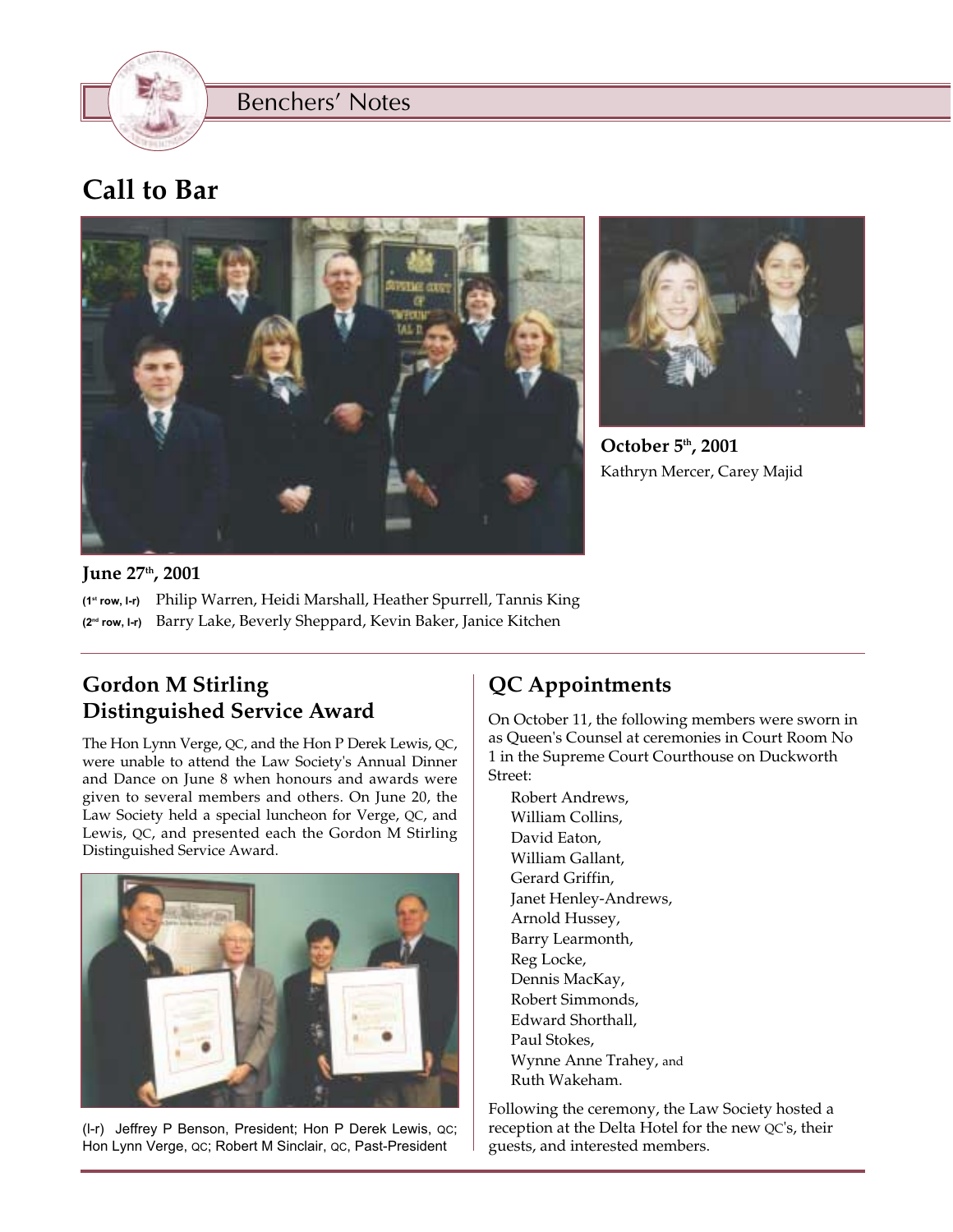# Call to Bar

**June 27th, 2001**

(1st row, l-r) Philip Warren, Heidi Marshall, Heather Spurrell, Tannis King

(2nd row, l-r) Barry Lake, Beverly Sheppard, Kevin Baker, Janice Kitchen

**October 5th, 2001**

Kathryn Mercer, Carey Majid

## Gordon M Stirling Distinguished Service Award

The Hon Lynn Verge, QC, and the Hon P Derek Lewis, QC, were unable to attend the Law Society's Annual Dinner and Dance on June 8 when honours and awards were given to several members and others. On June 20, the Law Society held a special luncheon for Verge, QC, and Lewis, QC, and presented each the Gordon M Stirling Distinguished Service Award.

(l-r) Jeffrey P Benson, President; Hon P Derek Lewis, QC; Hon Lynn Verge, QC; Robert M Sinclair, QC, Past-President

## QC Appointments

On October 11, the following members were sworn in as Queen's Counsel at ceremonies in Court Room No 1 in the Supreme Court Courthouse on Duckworth Street:

Robert Andrews,
William Collins,
David Eaton,
William Gallant,
Gerard Griffin,
Janet Henley-Andrews,
Arnold Hussey,
Barry Learmonth,
Reg Locke,
Dennis MacKay,
Robert Simmonds,
Edward Shorthall,
Paul Stokes,
Wynne Anne Trahey, and
Ruth Wakeham.

Following the ceremony, the Law Society hosted a reception at the Delta Hotel for the new QC's, their guests, and interested members.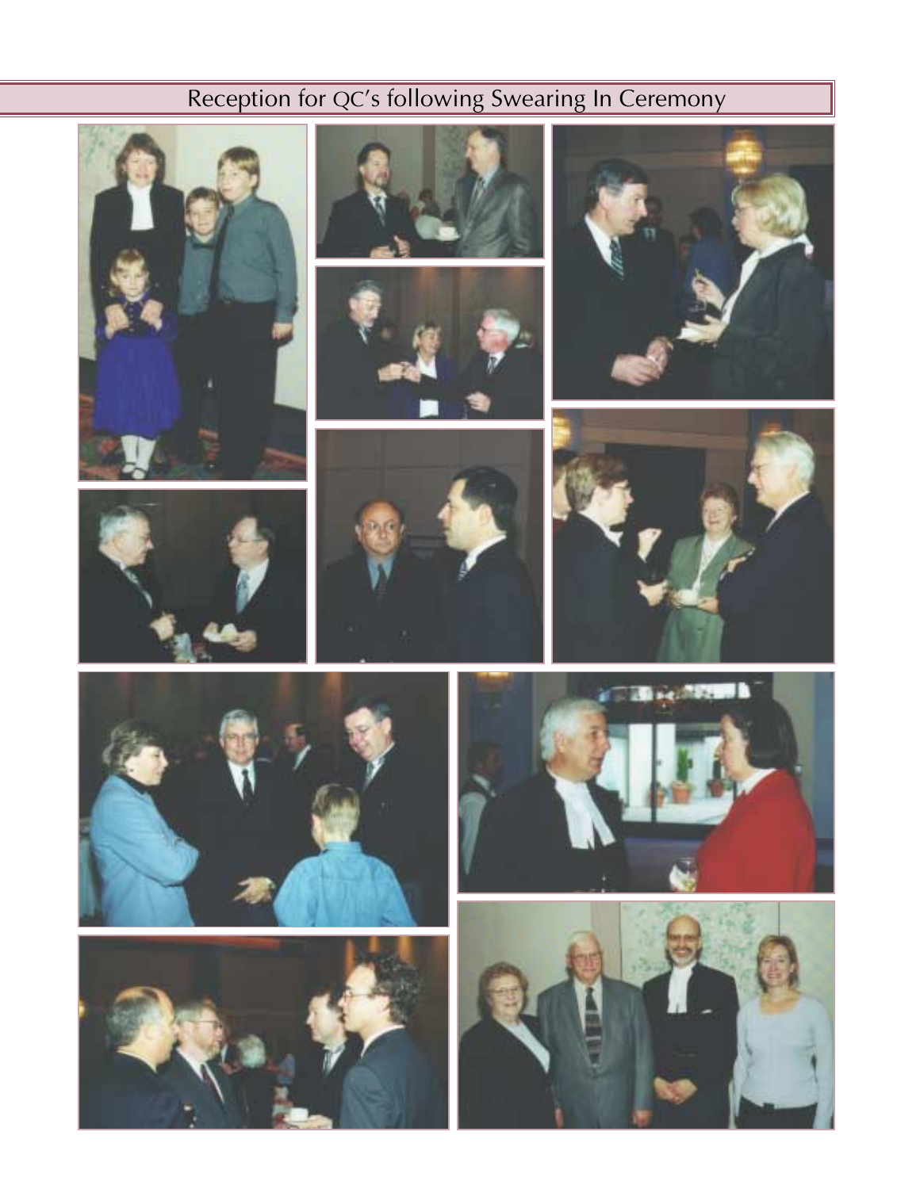# Reception for QC's following Swearing In Ceremony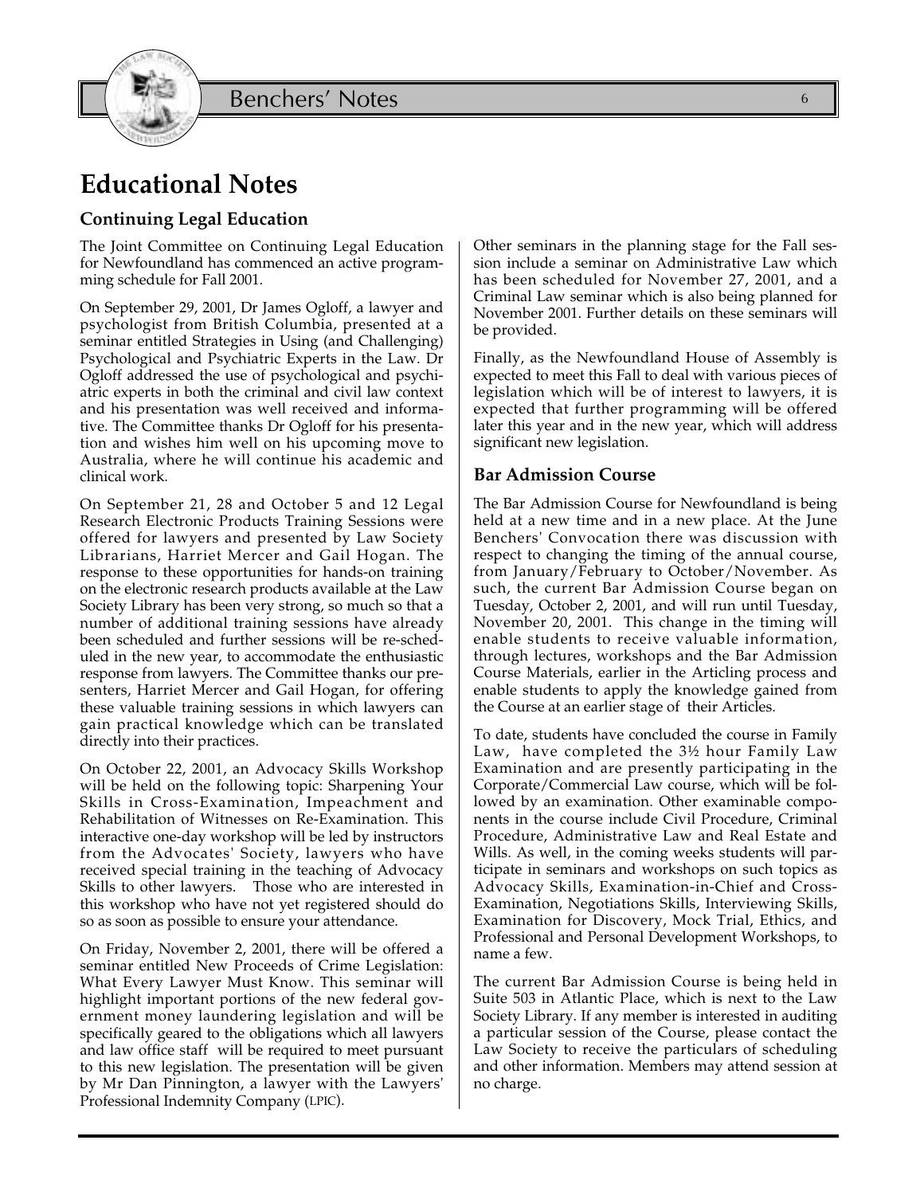# Educational Notes

## Continuing Legal Education

The Joint Committee on Continuing Legal Education for Newfoundland has commenced an active programming schedule for Fall 2001.

On September 29, 2001, Dr James Ogloff, a lawyer and psychologist from British Columbia, presented at a seminar entitled Strategies in Using (and Challenging) Psychological and Psychiatric Experts in the Law. Dr Ogloff addressed the use of psychological and psychiatric experts in both the criminal and civil law context and his presentation was well received and informative. The Committee thanks Dr Ogloff for his presentation and wishes him well on his upcoming move to Australia, where he will continue his academic and clinical work.

On September 21, 28 and October 5 and 12 Legal Research Electronic Products Training Sessions were offered for lawyers and presented by Law Society Librarians, Harriet Mercer and Gail Hogan. The response to these opportunities for hands-on training on the electronic research products available at the Law Society Library has been very strong, so much so that a number of additional training sessions have already been scheduled and further sessions will be re-scheduled in the new year, to accommodate the enthusiastic response from lawyers. The Committee thanks our presenters, Harriet Mercer and Gail Hogan, for offering these valuable training sessions in which lawyers can gain practical knowledge which can be translated directly into their practices.

On October 22, 2001, an Advocacy Skills Workshop will be held on the following topic: Sharpening Your Skills in Cross-Examination, Impeachment and Rehabilitation of Witnesses on Re-Examination. This interactive one-day workshop will be led by instructors from the Advocates' Society, lawyers who have received special training in the teaching of Advocacy Skills to other lawyers. Those who are interested in this workshop who have not yet registered should do so as soon as possible to ensure your attendance.

On Friday, November 2, 2001, there will be offered a seminar entitled New Proceeds of Crime Legislation: What Every Lawyer Must Know. This seminar will highlight important portions of the new federal government money laundering legislation and will be specifically geared to the obligations which all lawyers and law office staff will be required to meet pursuant to this new legislation. The presentation will be given by Mr Dan Pinnington, a lawyer with the Lawyers' Professional Indemnity Company (LPIC).

Other seminars in the planning stage for the Fall session include a seminar on Administrative Law which has been scheduled for November 27, 2001, and a Criminal Law seminar which is also being planned for November 2001. Further details on these seminars will be provided.

Finally, as the Newfoundland House of Assembly is expected to meet this Fall to deal with various pieces of legislation which will be of interest to lawyers, it is expected that further programming will be offered later this year and in the new year, which will address significant new legislation.

## Bar Admission Course

The Bar Admission Course for Newfoundland is being held at a new time and in a new place. At the June Benchers' Convocation there was discussion with respect to changing the timing of the annual course, from January/February to October/November. As such, the current Bar Admission Course began on Tuesday, October 2, 2001, and will run until Tuesday, November 20, 2001. This change in the timing will enable students to receive valuable information, through lectures, workshops and the Bar Admission Course Materials, earlier in the Articling process and enable students to apply the knowledge gained from the Course at an earlier stage of their Articles.

To date, students have concluded the course in Family Law, have completed the 3½ hour Family Law Examination and are presently participating in the Corporate/Commercial Law course, which will be followed by an examination. Other examinable components in the course include Civil Procedure, Criminal Procedure, Administrative Law and Real Estate and Wills. As well, in the coming weeks students will participate in seminars and workshops on such topics as Advocacy Skills, Examination-in-Chief and Cross-Examination, Negotiations Skills, Interviewing Skills, Examination for Discovery, Mock Trial, Ethics, and Professional and Personal Development Workshops, to name a few.

The current Bar Admission Course is being held in Suite 503 in Atlantic Place, which is next to the Law Society Library. If any member is interested in auditing a particular session of the Course, please contact the Law Society to receive the particulars of scheduling and other information. Members may attend session at no charge.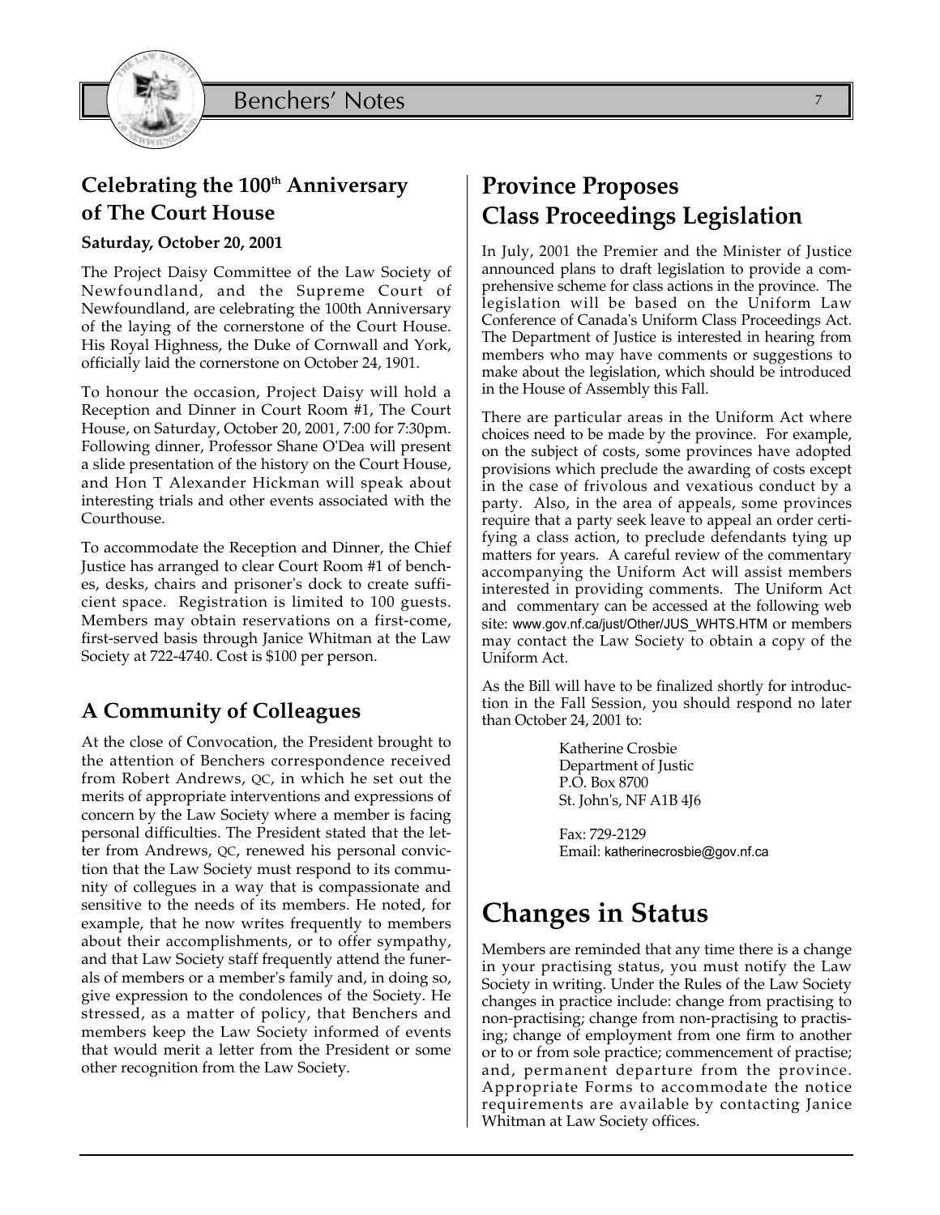## Celebrating the 100th Anniversary of The Court House

**Saturday, October 20, 2001**

The Project Daisy Committee of the Law Society of Newfoundland, and the Supreme Court of Newfoundland, are celebrating the 100th Anniversary of the laying of the cornerstone of the Court House. His Royal Highness, the Duke of Cornwall and York, officially laid the cornerstone on October 24, 1901.

To honour the occasion, Project Daisy will hold a Reception and Dinner in Court Room #1, The Court House, on Saturday, October 20, 2001, 7:00 for 7:30pm. Following dinner, Professor Shane O'Dea will present a slide presentation of the history on the Court House, and Hon T Alexander Hickman will speak about interesting trials and other events associated with the Courthouse.

To accommodate the Reception and Dinner, the Chief Justice has arranged to clear Court Room #1 of benches, desks, chairs and prisoner's dock to create sufficient space. Registration is limited to 100 guests. Members may obtain reservations on a first-come, first-served basis through Janice Whitman at the Law Society at 722-4740. Cost is $100 per person.

## A Community of Colleagues

At the close of Convocation, the President brought to the attention of Benchers correspondence received from Robert Andrews, QC, in which he set out the merits of appropriate interventions and expressions of concern by the Law Society where a member is facing personal difficulties. The President stated that the letter from Andrews, QC, renewed his personal conviction that the Law Society must respond to its community of collegues in a way that is compassionate and sensitive to the needs of its members. He noted, for example, that he now writes frequently to members about their accomplishments, or to offer sympathy, and that Law Society staff frequently attend the funerals of members or a member's family and, in doing so, give expression to the condolences of the Society. He stressed, as a matter of policy, that Benchers and members keep the Law Society informed of events that would merit a letter from the President or some other recognition from the Law Society.

## Province Proposes Class Proceedings Legislation

In July, 2001 the Premier and the Minister of Justice announced plans to draft legislation to provide a comprehensive scheme for class actions in the province. The legislation will be based on the Uniform Law Conference of Canada's Uniform Class Proceedings Act. The Department of Justice is interested in hearing from members who may have comments or suggestions to make about the legislation, which should be introduced in the House of Assembly this Fall.

There are particular areas in the Uniform Act where choices need to be made by the province. For example, on the subject of costs, some provinces have adopted provisions which preclude the awarding of costs except in the case of frivolous and vexatious conduct by a party. Also, in the area of appeals, some provinces require that a party seek leave to appeal an order certifying a class action, to preclude defendants tying up matters for years. A careful review of the commentary accompanying the Uniform Act will assist members interested in providing comments. The Uniform Act and commentary can be accessed at the following web site: www.gov.nf.ca/just/Other/JUS_WHTS.HTM or members may contact the Law Society to obtain a copy of the Uniform Act.

As the Bill will have to be finalized shortly for introduction in the Fall Session, you should respond no later than October 24, 2001 to:

Katherine Crosbie
Department of Justic
P.O. Box 8700
St. John's, NF A1B 4J6

Fax: 729-2129
Email: katherinecrosbie@gov.nf.ca

# Changes in Status

Members are reminded that any time there is a change in your practising status, you must notify the Law Society in writing. Under the Rules of the Law Society changes in practice include: change from practising to non-practising; change from non-practising to practising; change of employment from one firm to another or to or from sole practice; commencement of practise; and, permanent departure from the province. Appropriate Forms to accommodate the notice requirements are available by contacting Janice Whitman at Law Society offices.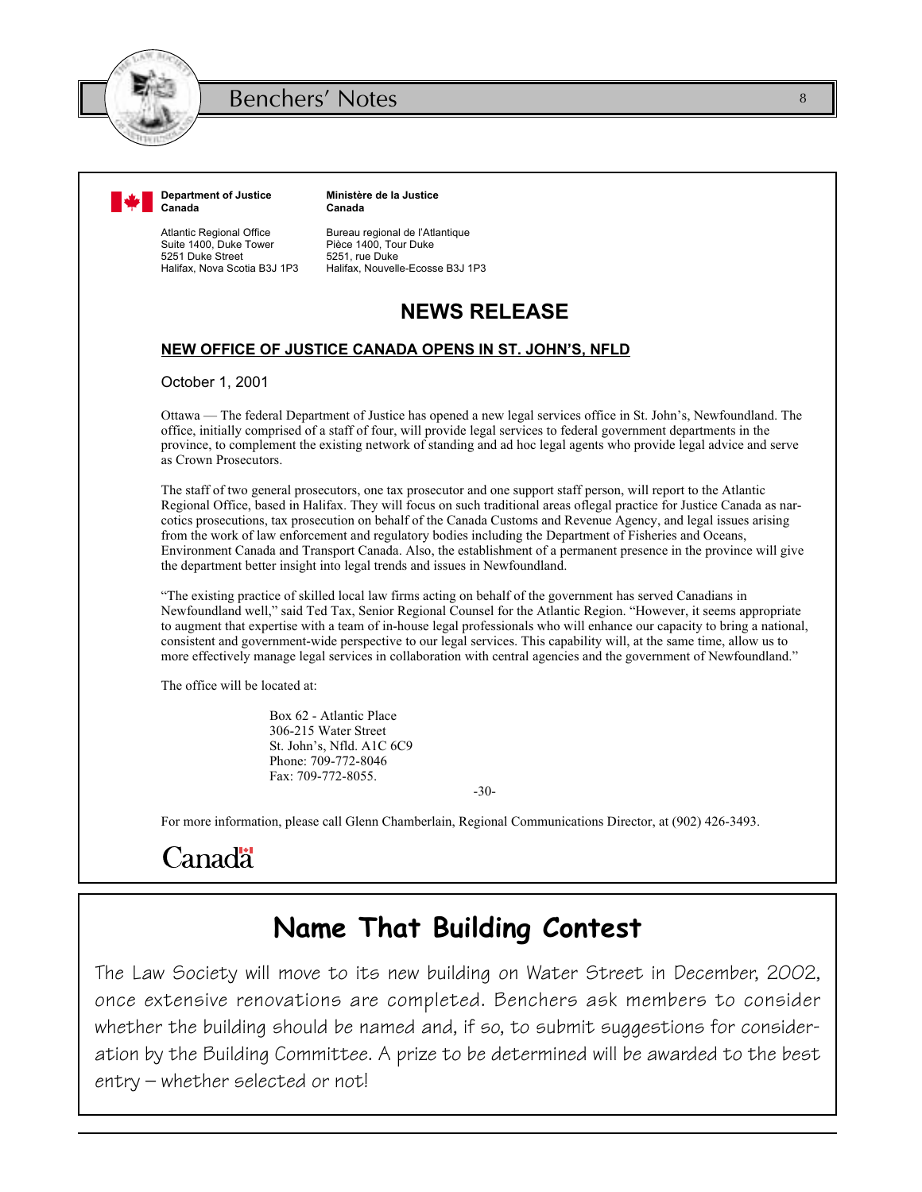**Department of Justice Canada**

Atlantic Regional Office
Suite 1400, Duke Tower
5251 Duke Street
Halifax, Nova Scotia B3J 1P3

**Ministère de la Justice Canada**

Bureau regional de l'Atlantique
Pièce 1400, Tour Duke
5251, rue Duke
Halifax, Nouvelle-Ecosse B3J 1P3

## NEWS RELEASE

**NEW OFFICE OF JUSTICE CANADA OPENS IN ST. JOHN'S, NFLD**

October 1, 2001

Ottawa — The federal Department of Justice has opened a new legal services office in St. John's, Newfoundland. The office, initially comprised of a staff of four, will provide legal services to federal government departments in the province, to complement the existing network of standing and ad hoc legal agents who provide legal advice and serve as Crown Prosecutors.

The staff of two general prosecutors, one tax prosecutor and one support staff person, will report to the Atlantic Regional Office, based in Halifax. They will focus on such traditional areas oflegal practice for Justice Canada as narcotics prosecutions, tax prosecution on behalf of the Canada Customs and Revenue Agency, and legal issues arising from the work of law enforcement and regulatory bodies including the Department of Fisheries and Oceans, Environment Canada and Transport Canada. Also, the establishment of a permanent presence in the province will give the department better insight into legal trends and issues in Newfoundland.

"The existing practice of skilled local law firms acting on behalf of the government has served Canadians in Newfoundland well," said Ted Tax, Senior Regional Counsel for the Atlantic Region. "However, it seems appropriate to augment that expertise with a team of in-house legal professionals who will enhance our capacity to bring a national, consistent and government-wide perspective to our legal services. This capability will, at the same time, allow us to more effectively manage legal services in collaboration with central agencies and the government of Newfoundland."

The office will be located at:

Box 62 - Atlantic Place
306-215 Water Street
St. John's, Nfld. A1C 6C9
Phone: 709-772-8046
Fax: 709-772-8055.

-30-

For more information, please call Glenn Chamberlain, Regional Communications Director, at (902) 426-3493.

Canada

## Name That Building Contest

The Law Society will move to its new building on Water Street in December, 2002, once extensive renovations are completed. Benchers ask members to consider whether the building should be named and, if so, to submit suggestions for consideration by the Building Committee. A prize to be determined will be awarded to the best entry – whether selected or not!